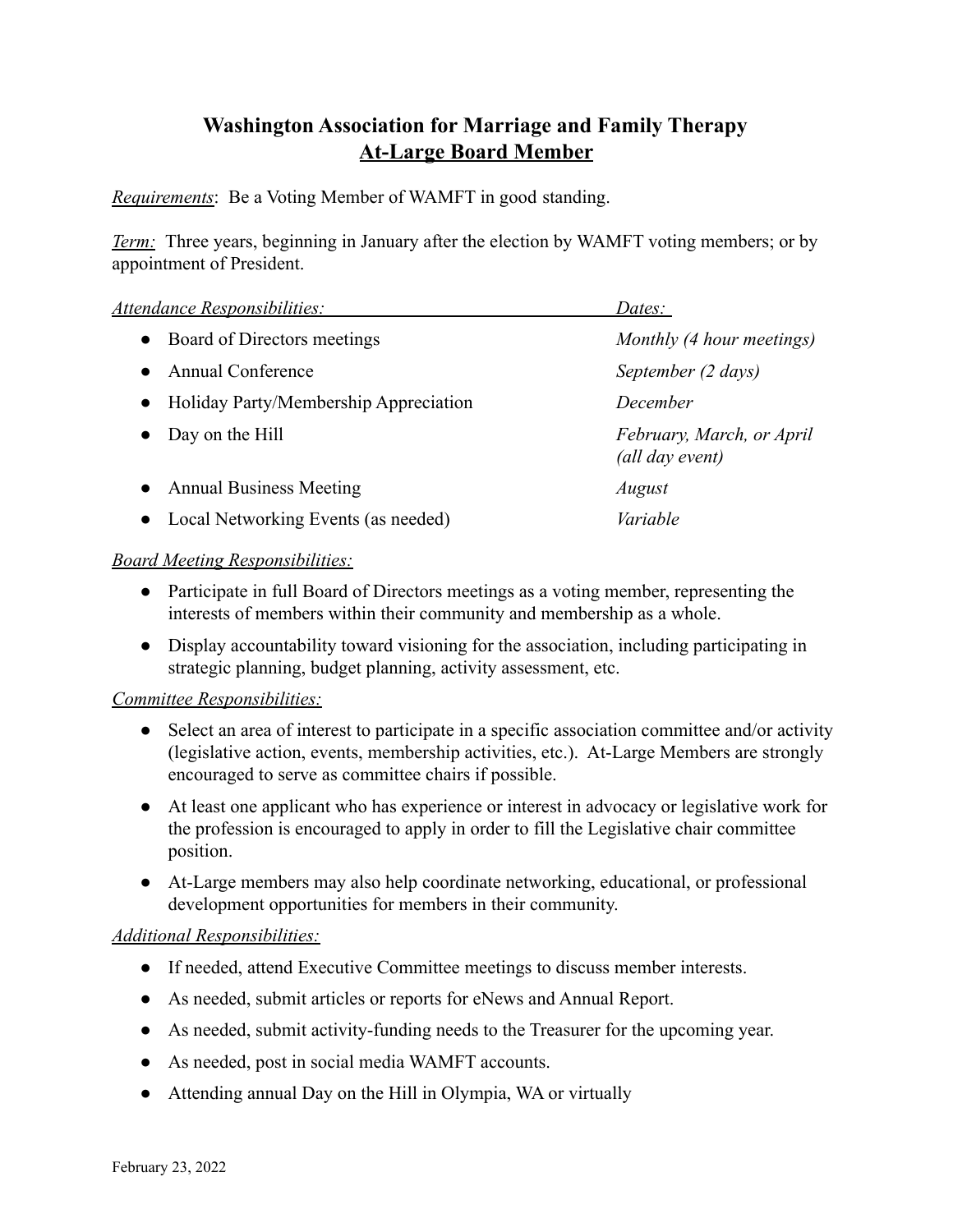# Washington Association for Marriage and Family Therapy
## At-Large Board Member

*Requirements*: Be a Voting Member of WAMFT in good standing.

*Term:* Three years, beginning in January after the election by WAMFT voting members; or by appointment of President.

| *Attendance Responsibilities:* | *Dates:* |
|---|---|
| • Board of Directors meetings | *Monthly (4 hour meetings)* |
| • Annual Conference | *September (2 days)* |
| • Holiday Party/Membership Appreciation | *December* |
| • Day on the Hill | *February, March, or April (all day event)* |
| • Annual Business Meeting | *August* |
| • Local Networking Events (as needed) | *Variable* |

*Board Meeting Responsibilities:*

- Participate in full Board of Directors meetings as a voting member, representing the interests of members within their community and membership as a whole.
- Display accountability toward visioning for the association, including participating in strategic planning, budget planning, activity assessment, etc.

*Committee Responsibilities:*

- Select an area of interest to participate in a specific association committee and/or activity (legislative action, events, membership activities, etc.). At-Large Members are strongly encouraged to serve as committee chairs if possible.
- At least one applicant who has experience or interest in advocacy or legislative work for the profession is encouraged to apply in order to fill the Legislative chair committee position.
- At-Large members may also help coordinate networking, educational, or professional development opportunities for members in their community.

*Additional Responsibilities:*

- If needed, attend Executive Committee meetings to discuss member interests.
- As needed, submit articles or reports for eNews and Annual Report.
- As needed, submit activity-funding needs to the Treasurer for the upcoming year.
- As needed, post in social media WAMFT accounts.
- Attending annual Day on the Hill in Olympia, WA or virtually

February 23, 2022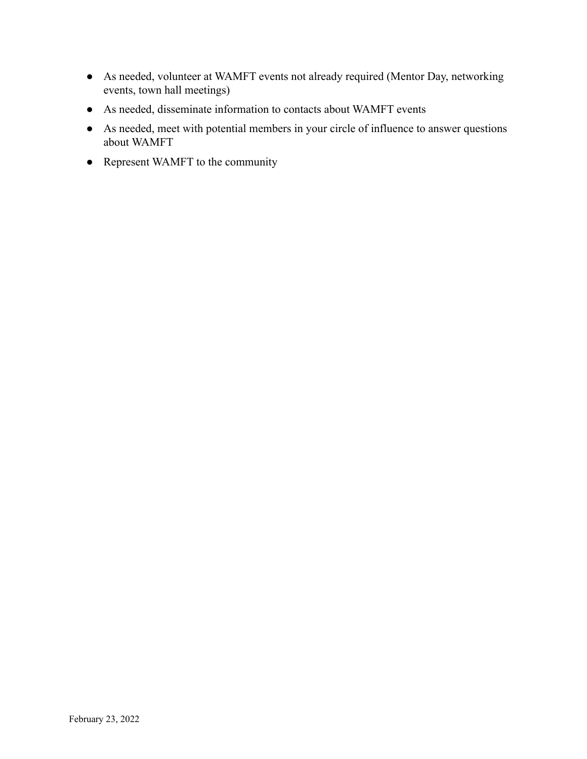- As needed, volunteer at WAMFT events not already required (Mentor Day, networking events, town hall meetings)
- As needed, disseminate information to contacts about WAMFT events
- As needed, meet with potential members in your circle of influence to answer questions about WAMFT
- Represent WAMFT to the community